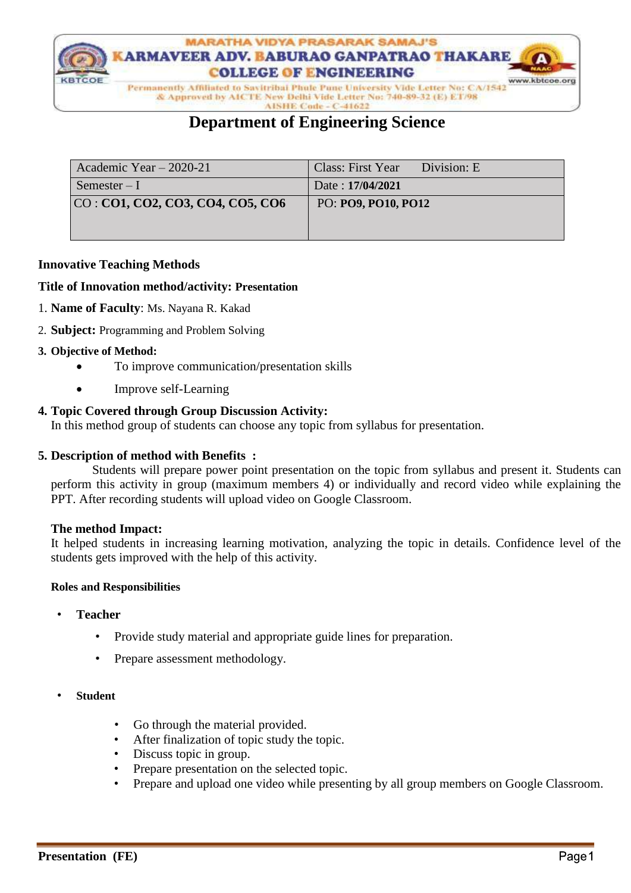MARATHA VIDYA PRASARAK SAMAJ'S

# KARMAVEER ADV. BABURAO GANPATRAO THAKARE COLLEGE OF ENGINEERING

Permanently Affiliated to Savitribai Phule Pune University Vide Letter No: CA/1542 & Approved by AICTE New Delhi Vide Letter No: 740-89-32 (E) ET/98
AISHE Code - C-41622

KBTCOE www.kbtcoe.org

## Department of Engineering Science

| Academic Year – 2020-21 | Class: First Year Division: E |
|---|---|
| Semester – I | Date : **17/04/2021** |
| CO : **CO1, CO2, CO3, CO4, CO5, CO6** | PO: **PO9, PO10, PO12** |

**Innovative Teaching Methods**

**Title of Innovation method/activity: Presentation**

1. **Name of Faculty**: Ms. Nayana R. Kakad
2. **Subject:** Programming and Problem Solving
3. **Objective of Method:**
   - To improve communication/presentation skills
   - Improve self-Learning
4. **Topic Covered through Group Discussion Activity:**
   In this method group of students can choose any topic from syllabus for presentation.
5. **Description of method with Benefits :**
   Students will prepare power point presentation on the topic from syllabus and present it. Students can perform this activity in group (maximum members 4) or individually and record video while explaining the PPT. After recording students will upload video on Google Classroom.

**The method Impact:**
It helped students in increasing learning motivation, analyzing the topic in details. Confidence level of the students gets improved with the help of this activity.

**Roles and Responsibilities**

- **Teacher**
  - Provide study material and appropriate guide lines for preparation.
  - Prepare assessment methodology.
- **Student**
  - Go through the material provided.
  - After finalization of topic study the topic.
  - Discuss topic in group.
  - Prepare presentation on the selected topic.
  - Prepare and upload one video while presenting by all group members on Google Classroom.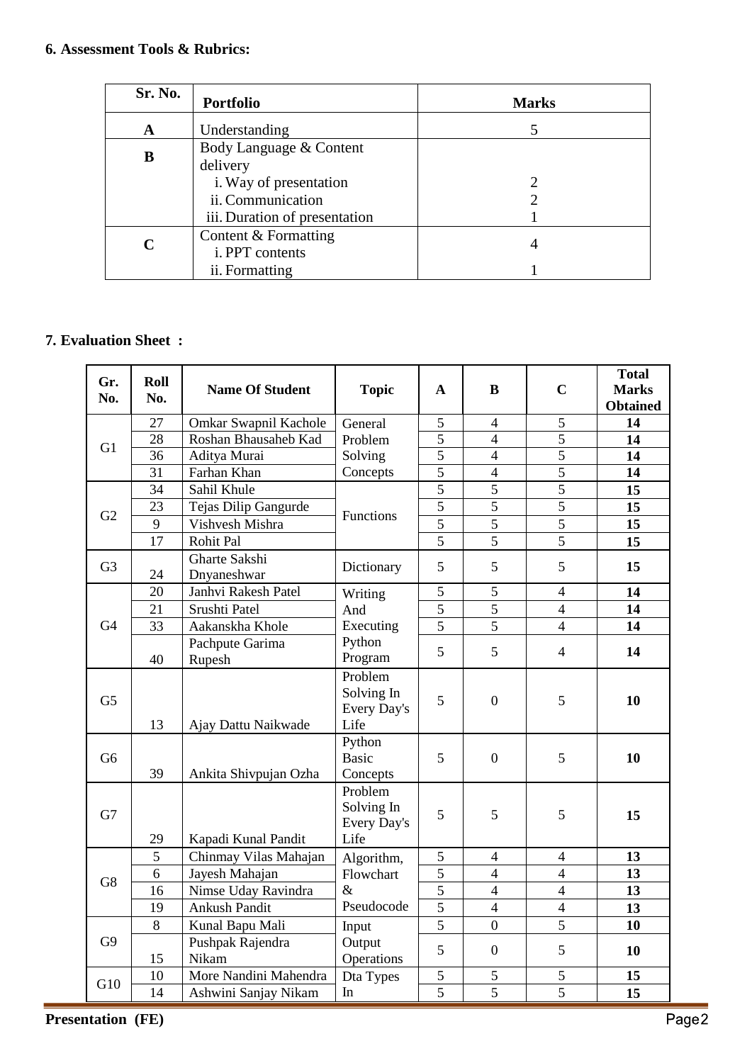### 6. Assessment Tools & Rubrics:

| Sr. No. | Portfolio | Marks |
|---|---|---|
| A | Understanding | 5 |
| B | Body Language & Content delivery<br>i. Way of presentation<br>ii. Communication<br>iii. Duration of presentation | <br><br>2<br>2<br>1 |
| C | Content & Formatting<br>i. PPT contents<br>ii. Formatting | 4<br><br>1 |

### 7. Evaluation Sheet :

| Gr. No. | Roll No. | Name Of Student | Topic | A | B | C | Total Marks Obtained |
|---|---|---|---|---|---|---|---|
| G1 | 27 | Omkar Swapnil Kachole | General Problem Solving Concepts | 5 | 4 | 5 | **14** |
| | 28 | Roshan Bhausaheb Kad | | 5 | 4 | 5 | **14** |
| | 36 | Aditya Murai | | 5 | 4 | 5 | **14** |
| | 31 | Farhan Khan | | 5 | 4 | 5 | **14** |
| G2 | 34 | Sahil Khule | Functions | 5 | 5 | 5 | **15** |
| | 23 | Tejas Dilip Gangurde | | 5 | 5 | 5 | **15** |
| | 9 | Vishvesh Mishra | | 5 | 5 | 5 | **15** |
| | 17 | Rohit Pal | | 5 | 5 | 5 | **15** |
| G3 | 24 | Gharte Sakshi Dnyaneshwar | Dictionary | 5 | 5 | 5 | **15** |
| G4 | 20 | Janhvi Rakesh Patel | Writing And Executing Python Program | 5 | 5 | 4 | **14** |
| | 21 | Srushti Patel | | 5 | 5 | 4 | **14** |
| | 33 | Aakanskha Khole | | 5 | 5 | 4 | **14** |
| | 40 | Pachpute Garima Rupesh | | 5 | 5 | 4 | **14** |
| G5 | 13 | Ajay Dattu Naikwade | Problem Solving In Every Day's Life | 5 | 0 | 5 | **10** |
| G6 | 39 | Ankita Shivpujan Ozha | Python Basic Concepts | 5 | 0 | 5 | **10** |
| G7 | 29 | Kapadi Kunal Pandit | Problem Solving In Every Day's Life | 5 | 5 | 5 | **15** |
| G8 | 5 | Chinmay Vilas Mahajan | Algorithm, Flowchart & Pseudocode | 5 | 4 | 4 | **13** |
| | 6 | Jayesh Mahajan | | 5 | 4 | 4 | **13** |
| | 16 | Nimse Uday Ravindra | | 5 | 4 | 4 | **13** |
| | 19 | Ankush Pandit | | 5 | 4 | 4 | **13** |
| G9 | 8 | Kunal Bapu Mali | Input Output Operations | 5 | 0 | 5 | **10** |
| | 15 | Pushpak Rajendra Nikam | | 5 | 0 | 5 | **10** |
| G10 | 10 | More Nandini Mahendra | Dta Types In | 5 | 5 | 5 | **15** |
| | 14 | Ashwini Sanjay Nikam | | 5 | 5 | 5 | **15** |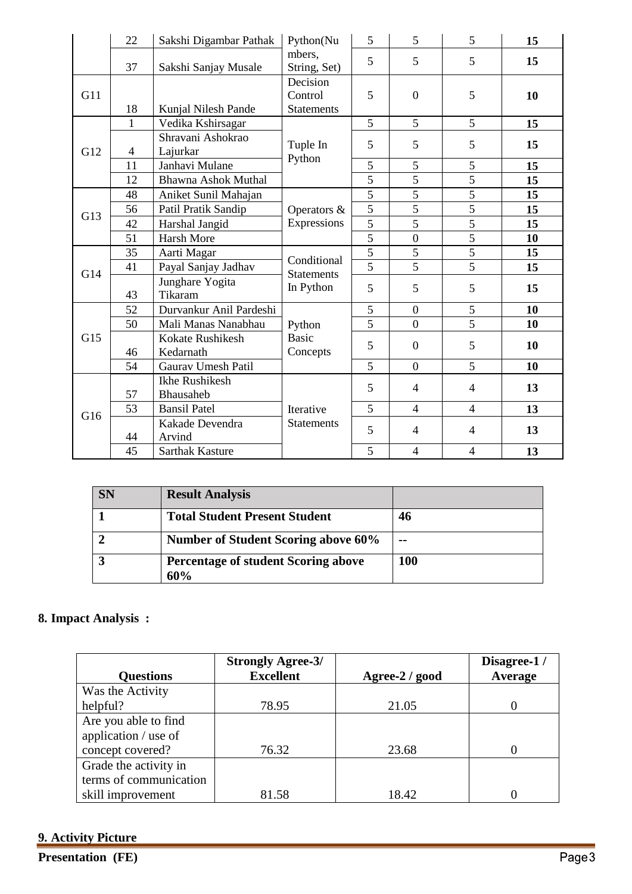| | 22 | Sakshi Digambar Pathak | Python(Numbers, String, Set) | 5 | 5 | 5 | **15** |
|---|---|---|---|---|---|---|---|
| | 37 | Sakshi Sanjay Musale | | 5 | 5 | 5 | **15** |
| G11 | 18 | Kunjal Nilesh Pande | Decision Control Statements | 5 | 0 | 5 | **10** |
| G12 | 1 | Vedika Kshirsagar | Tuple In Python | 5 | 5 | 5 | **15** |
| | 4 | Shravani Ashokrao Lajurkar | | 5 | 5 | 5 | **15** |
| | 11 | Janhavi Mulane | | 5 | 5 | 5 | **15** |
| | 12 | Bhawna Ashok Muthal | | 5 | 5 | 5 | **15** |
| G13 | 48 | Aniket Sunil Mahajan | Operators & Expressions | 5 | 5 | 5 | **15** |
| | 56 | Patil Pratik Sandip | | 5 | 5 | 5 | **15** |
| | 42 | Harshal Jangid | | 5 | 5 | 5 | **15** |
| | 51 | Harsh More | | 5 | 0 | 5 | **10** |
| G14 | 35 | Aarti Magar | Conditional Statements In Python | 5 | 5 | 5 | **15** |
| | 41 | Payal Sanjay Jadhav | | 5 | 5 | 5 | **15** |
| | 43 | Junghare Yogita Tikaram | | 5 | 5 | 5 | **15** |
| G15 | 52 | Durvankur Anil Pardeshi | Python Basic Concepts | 5 | 0 | 5 | **10** |
| | 50 | Mali Manas Nanabhau | | 5 | 0 | 5 | **10** |
| | 46 | Kokate Rushikesh Kedarnath | | 5 | 0 | 5 | **10** |
| | 54 | Gaurav Umesh Patil | | 5 | 0 | 5 | **10** |
| G16 | 57 | Ikhe Rushikesh Bhausaheb | Iterative Statements | 5 | 4 | 4 | **13** |
| | 53 | Bansil Patel | | 5 | 4 | 4 | **13** |
| | 44 | Kakade Devendra Arvind | | 5 | 4 | 4 | **13** |
| | 45 | Sarthak Kasture | | 5 | 4 | 4 | **13** |

| SN | Result Analysis | |
|---|---|---|
| **1** | **Total Student Present Student** | **46** |
| **2** | **Number of Student Scoring above 60%** | **--** |
| **3** | **Percentage of student Scoring above 60%** | **100** |

**8. Impact Analysis :**

| Questions | Strongly Agree-3/ Excellent | Agree-2 / good | Disagree-1 / Average |
|---|---|---|---|
| Was the Activity helpful? | 78.95 | 21.05 | 0 |
| Are you able to find application / use of concept covered? | 76.32 | 23.68 | 0 |
| Grade the activity in terms of communication skill improvement | 81.58 | 18.42 | 0 |

**9. Activity Picture**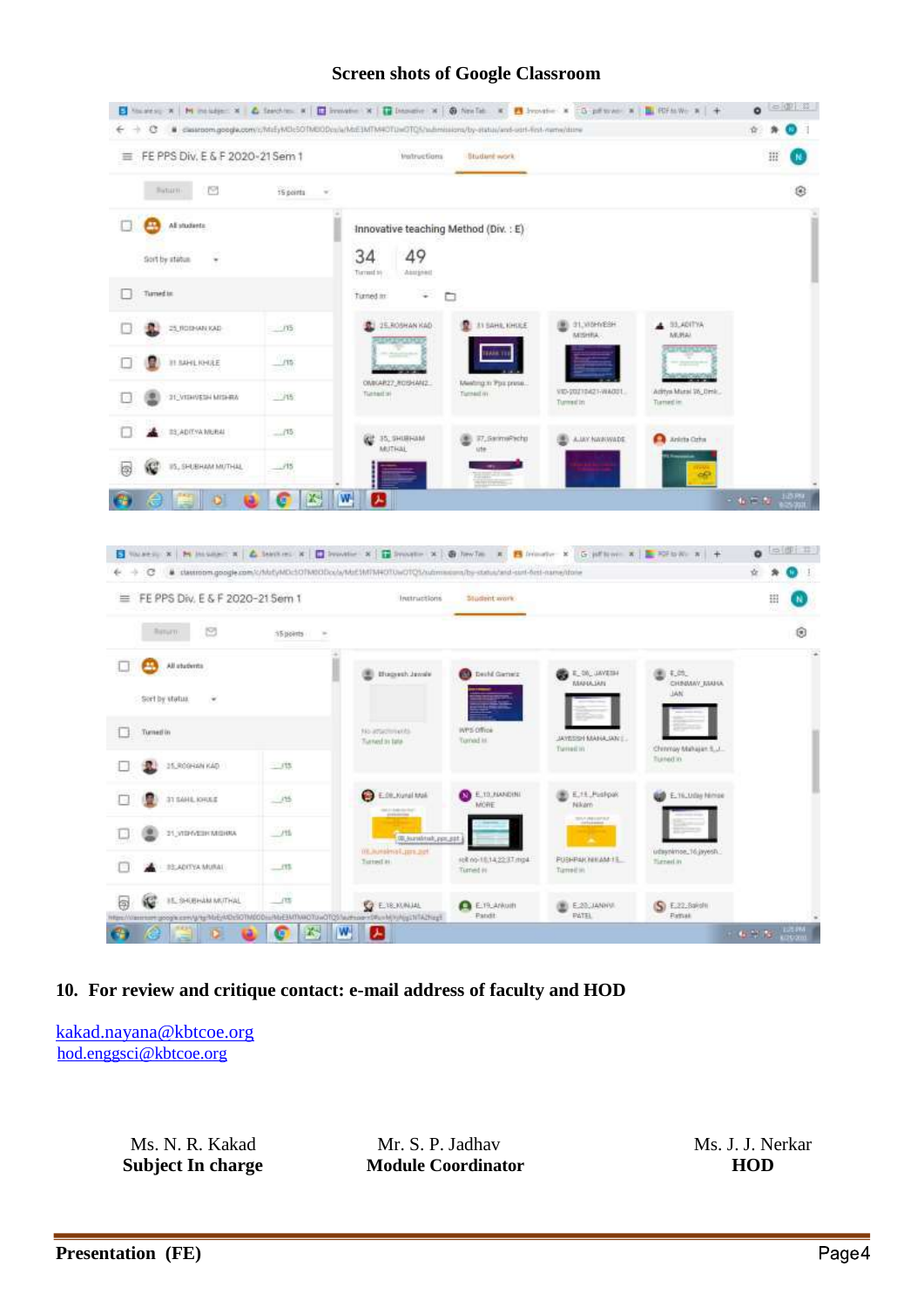**Screen shots of Google Classroom**

**10. For review and critique contact: e-mail address of faculty and HOD**

kakad.nayana@kbtcoe.org
hod.enggsci@kbtcoe.org

| | | |
|---|---|---|
| Ms. N. R. Kakad | Mr. S. P. Jadhav | Ms. J. J. Nerkar |
| **Subject In charge** | **Module Coordinator** | **HOD** |